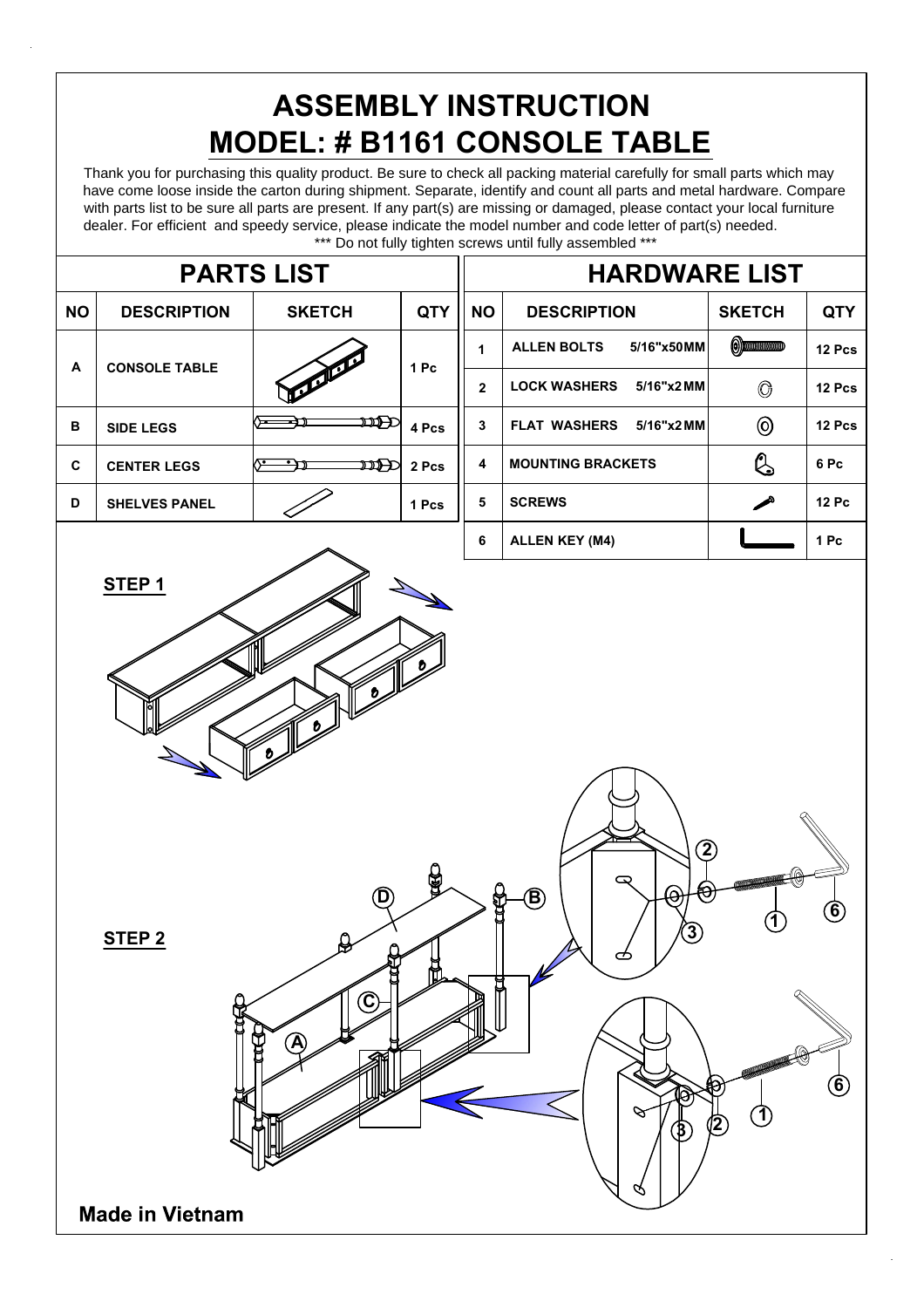# ASSEMBLY INSTRUCTION

## MODEL: # B1161 CONSOLE TABLE

Thank you for purchasing this quality product. Be sure to check all packing material carefully for small parts which may have come loose inside the carton during shipment. Separate, identify and count all parts and metal hardware. Compare with parts list to be sure all parts are present. If any part(s) are missing or damaged, please contact your local furniture dealer. For efficient and speedy service, please indicate the model number and code letter of part(s) needed.

*** Do not fully tighten screws until fully assembled ***

## PARTS LIST

| NO | DESCRIPTION | SKETCH | QTY |
|---|---|---|---|
| A | CONSOLE TABLE | | 1 Pc |
| B | SIDE LEGS | | 4 Pcs |
| C | CENTER LEGS | | 2 Pcs |
| D | SHELVES PANEL | | 1 Pcs |

## HARDWARE LIST

| NO | DESCRIPTION | SKETCH | QTY |
|---|---|---|---|
| 1 | ALLEN BOLTS 5/16"x50MM | | 12 Pcs |
| 2 | LOCK WASHERS 5/16"x2MM | | 12 Pcs |
| 3 | FLAT WASHERS 5/16"x2MM | | 12 Pcs |
| 4 | MOUNTING BRACKETS | | 6 Pc |
| 5 | SCREWS | | 12 Pc |
| 6 | ALLEN KEY (M4) | | 1 Pc |

**STEP 1**

**STEP 2**

D B C A 2 3 1 6

**Made in Vietnam**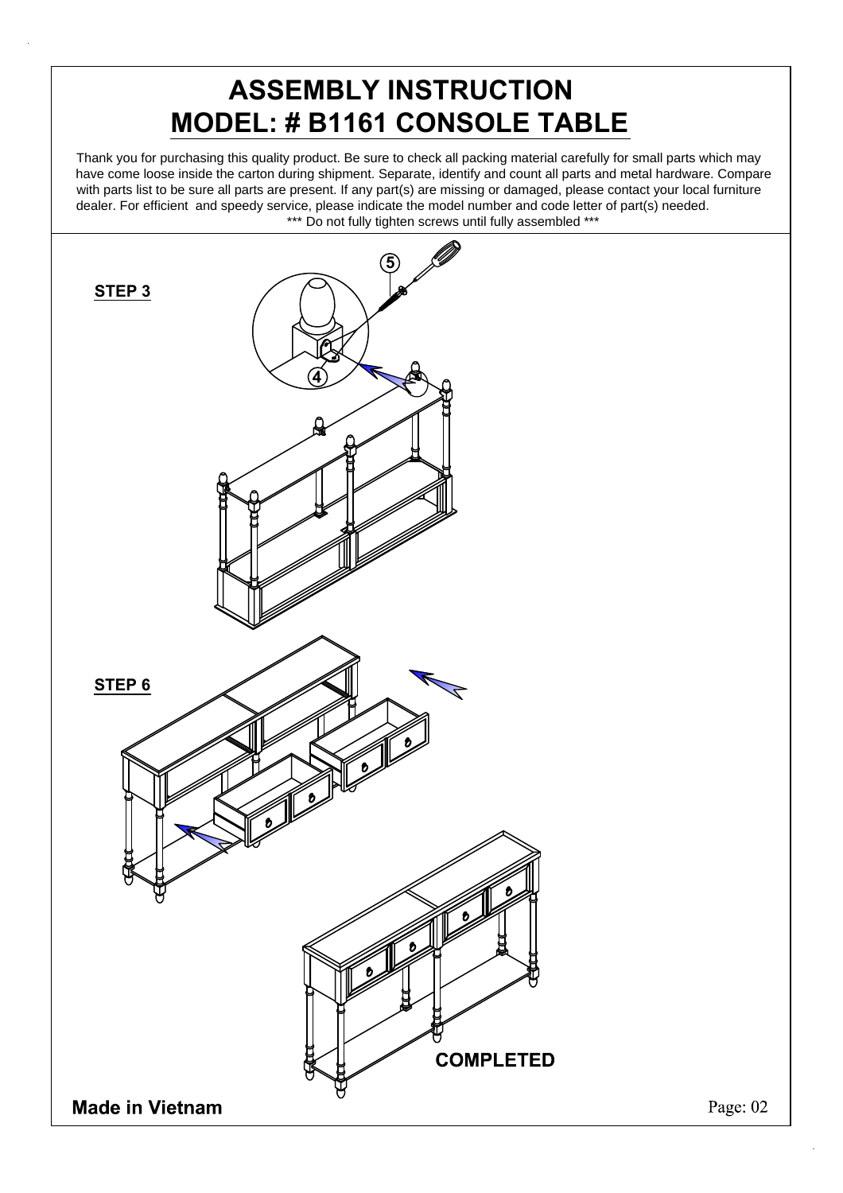# ASSEMBLY INSTRUCTION
## MODEL: # B1161 CONSOLE TABLE

Thank you for purchasing this quality product. Be sure to check all packing material carefully for small parts which may have come loose inside the carton during shipment. Separate, identify and count all parts and metal hardware. Compare with parts list to be sure all parts are present. If any part(s) are missing or damaged, please contact your local furniture dealer. For efficient and speedy service, please indicate the model number and code letter of part(s) needed.

*** Do not fully tighten screws until fully assembled ***

**STEP 3**

5

4

**STEP 6**

**COMPLETED**

**Made in Vietnam**